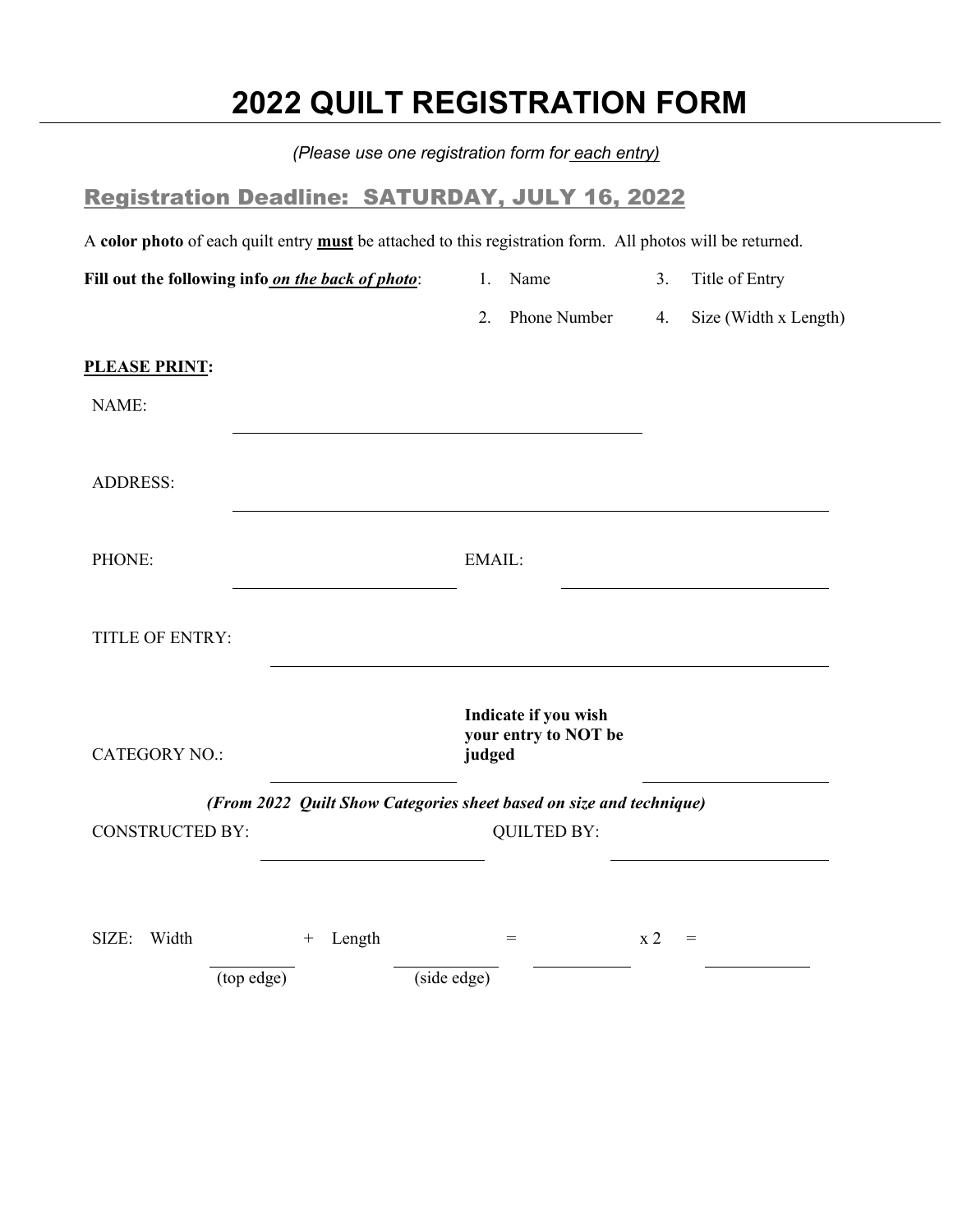# 2022 QUILT REGISTRATION FORM

*(Please use one registration form for each entry)*

## Registration Deadline: SATURDAY, JULY 16, 2022

A **color photo** of each quilt entry **must** be attached to this registration form. All photos will be returned.

**Fill out the following info *on the back of photo*:**

1. Name
2. Phone Number
3. Title of Entry
4. Size (Width x Length)

**PLEASE PRINT:**

NAME: ______________________________

ADDRESS: ______________________________

PHONE: ________________ EMAIL: ________________

TITLE OF ENTRY: ______________________________

CATEGORY NO.: ________________ **Indicate if you wish your entry to NOT be judged** ________________

***(From 2022 Quilt Show Categories sheet based on size and technique)***

CONSTRUCTED BY: ________________ QUILTED BY: ________________

SIZE: Width ________ + Length ________ = ________ x 2 = ________
(top edge) (side edge)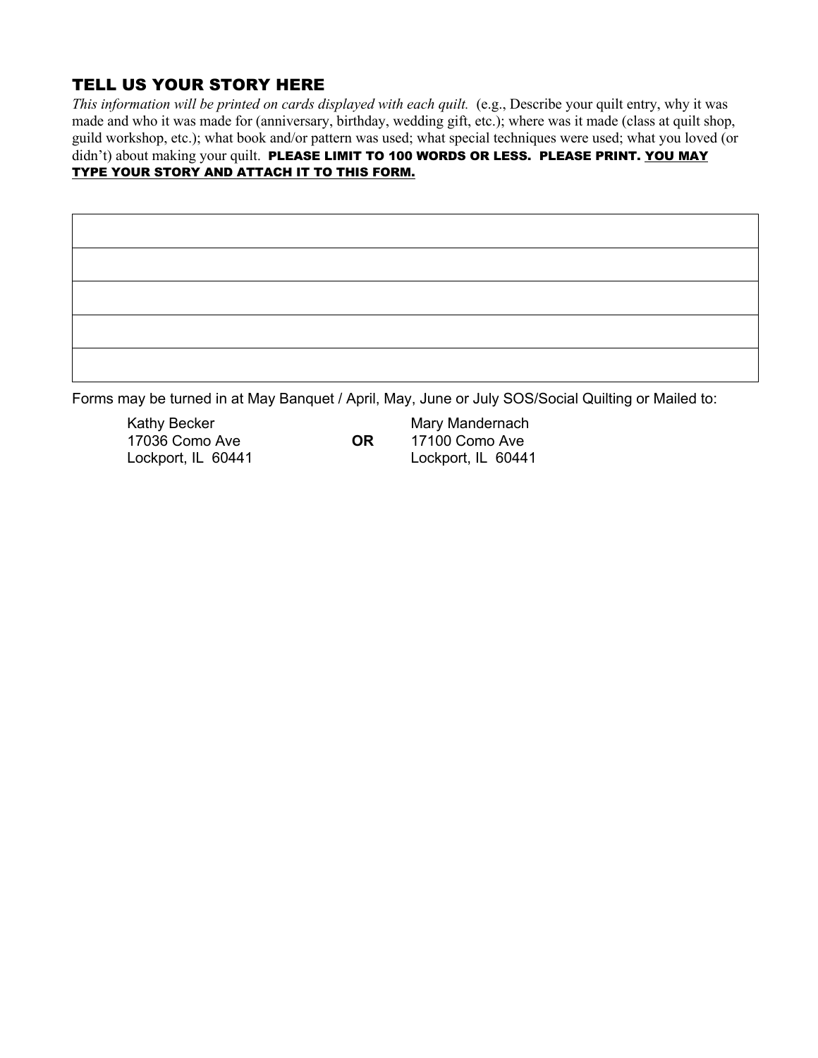## TELL US YOUR STORY HERE

*This information will be printed on cards displayed with each quilt.* (e.g., Describe your quilt entry, why it was made and who it was made for (anniversary, birthday, wedding gift, etc.); where was it made (class at quilt shop, guild workshop, etc.); what book and/or pattern was used; what special techniques were used; what you loved (or didn't) about making your quilt. **PLEASE LIMIT TO 100 WORDS OR LESS. PLEASE PRINT. <u>YOU MAY TYPE YOUR STORY AND ATTACH IT TO THIS FORM.</u>**

| |
|---|
| |
| |
| |
| |
| |

Forms may be turned in at May Banquet / April, May, June or July SOS/Social Quilting or Mailed to:

Kathy Becker
17036 Como Ave
Lockport, IL 60441

**OR**

Mary Mandernach
17100 Como Ave
Lockport, IL 60441